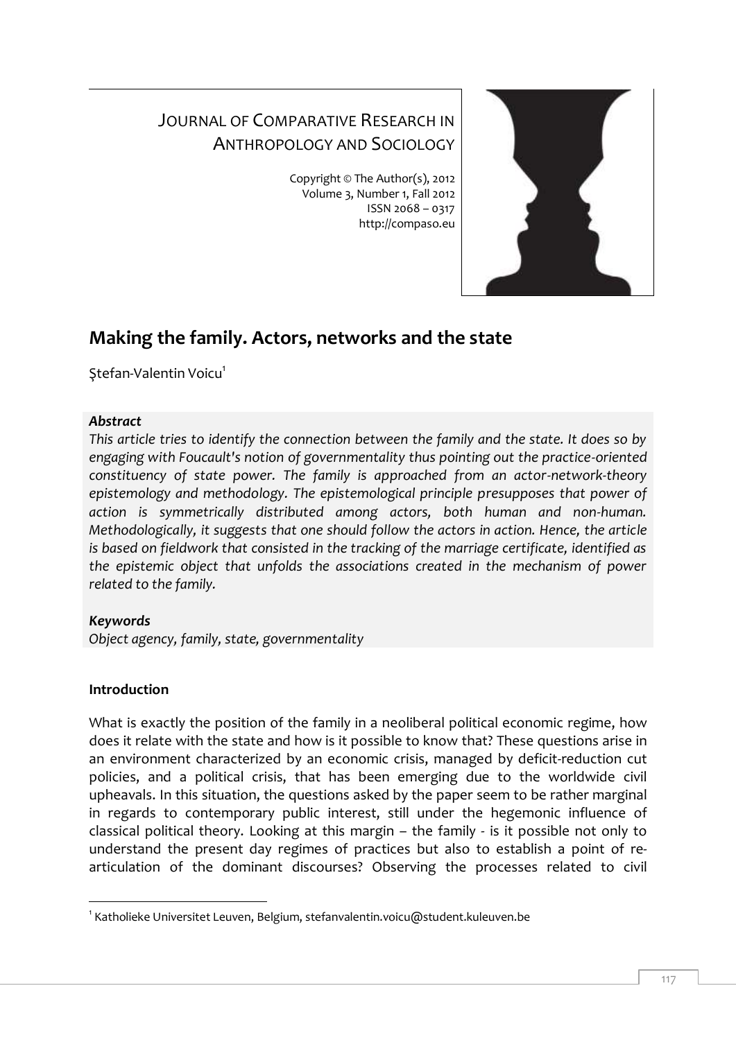JOURNAL OF COMPARATIVE RESEARCH IN ANTHROPOLOGY AND SOCIOLOGY

Copyright © The Author(s), 2012
Volume 3, Number 1, Fall 2012
ISSN 2068 – 0317
http://compaso.eu

# Making the family. Actors, networks and the state

Ştefan-Valentin Voicu[1]

***Abstract***

*This article tries to identify the connection between the family and the state. It does so by engaging with Foucault's notion of governmentality thus pointing out the practice-oriented constituency of state power. The family is approached from an actor-network-theory epistemology and methodology. The epistemological principle presupposes that power of action is symmetrically distributed among actors, both human and non-human. Methodologically, it suggests that one should follow the actors in action. Hence, the article is based on fieldwork that consisted in the tracking of the marriage certificate, identified as the epistemic object that unfolds the associations created in the mechanism of power related to the family.*

***Keywords***

*Object agency, family, state, governmentality*

**Introduction**

What is exactly the position of the family in a neoliberal political economic regime, how does it relate with the state and how is it possible to know that? These questions arise in an environment characterized by an economic crisis, managed by deficit-reduction cut policies, and a political crisis, that has been emerging due to the worldwide civil upheavals. In this situation, the questions asked by the paper seem to be rather marginal in regards to contemporary public interest, still under the hegemonic influence of classical political theory. Looking at this margin – the family - is it possible not only to understand the present day regimes of practices but also to establish a point of re-articulation of the dominant discourses? Observing the processes related to civil

[1] Katholieke Universitet Leuven, Belgium, stefanvalentin.voicu@student.kuleuven.be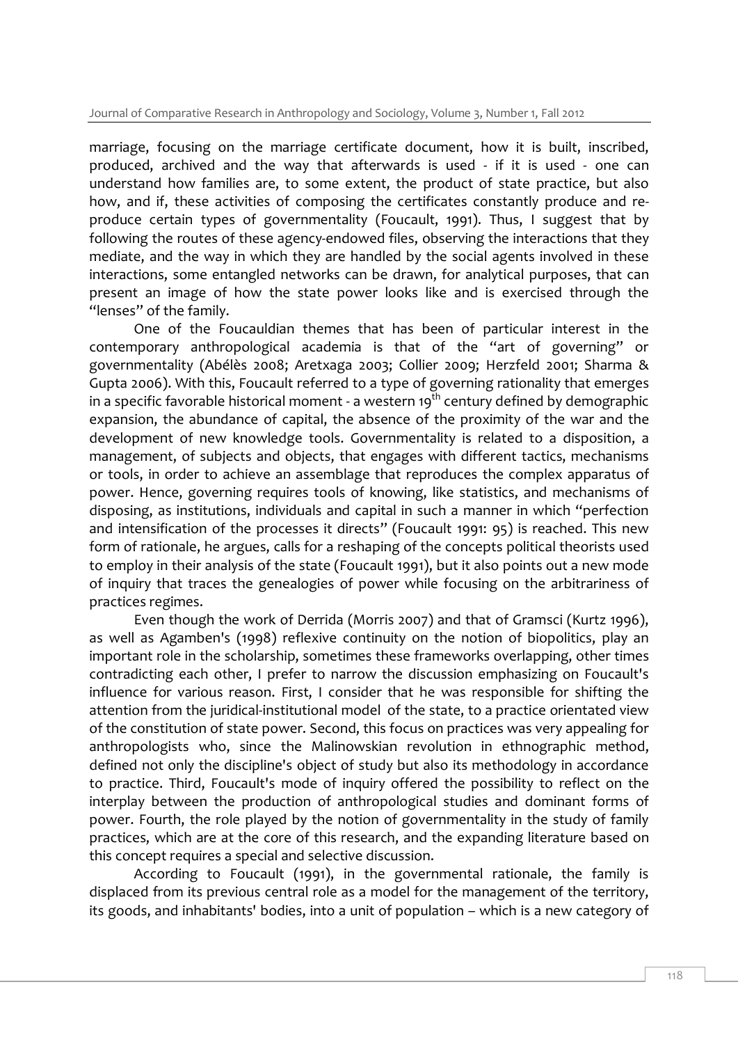marriage, focusing on the marriage certificate document, how it is built, inscribed, produced, archived and the way that afterwards is used - if it is used - one can understand how families are, to some extent, the product of state practice, but also how, and if, these activities of composing the certificates constantly produce and re-produce certain types of governmentality (Foucault, 1991). Thus, I suggest that by following the routes of these agency-endowed files, observing the interactions that they mediate, and the way in which they are handled by the social agents involved in these interactions, some entangled networks can be drawn, for analytical purposes, that can present an image of how the state power looks like and is exercised through the "lenses" of the family.

One of the Foucauldian themes that has been of particular interest in the contemporary anthropological academia is that of the "art of governing" or governmentality (Abélès 2008; Aretxaga 2003; Collier 2009; Herzfeld 2001; Sharma & Gupta 2006). With this, Foucault referred to a type of governing rationality that emerges in a specific favorable historical moment - a western 19th century defined by demographic expansion, the abundance of capital, the absence of the proximity of the war and the development of new knowledge tools. Governmentality is related to a disposition, a management, of subjects and objects, that engages with different tactics, mechanisms or tools, in order to achieve an assemblage that reproduces the complex apparatus of power. Hence, governing requires tools of knowing, like statistics, and mechanisms of disposing, as institutions, individuals and capital in such a manner in which "perfection and intensification of the processes it directs" (Foucault 1991: 95) is reached. This new form of rationale, he argues, calls for a reshaping of the concepts political theorists used to employ in their analysis of the state (Foucault 1991), but it also points out a new mode of inquiry that traces the genealogies of power while focusing on the arbitrariness of practices regimes.

Even though the work of Derrida (Morris 2007) and that of Gramsci (Kurtz 1996), as well as Agamben's (1998) reflexive continuity on the notion of biopolitics, play an important role in the scholarship, sometimes these frameworks overlapping, other times contradicting each other, I prefer to narrow the discussion emphasizing on Foucault's influence for various reason. First, I consider that he was responsible for shifting the attention from the juridical-institutional model of the state, to a practice orientated view of the constitution of state power. Second, this focus on practices was very appealing for anthropologists who, since the Malinowskian revolution in ethnographic method, defined not only the discipline's object of study but also its methodology in accordance to practice. Third, Foucault's mode of inquiry offered the possibility to reflect on the interplay between the production of anthropological studies and dominant forms of power. Fourth, the role played by the notion of governmentality in the study of family practices, which are at the core of this research, and the expanding literature based on this concept requires a special and selective discussion.

According to Foucault (1991), in the governmental rationale, the family is displaced from its previous central role as a model for the management of the territory, its goods, and inhabitants' bodies, into a unit of population – which is a new category of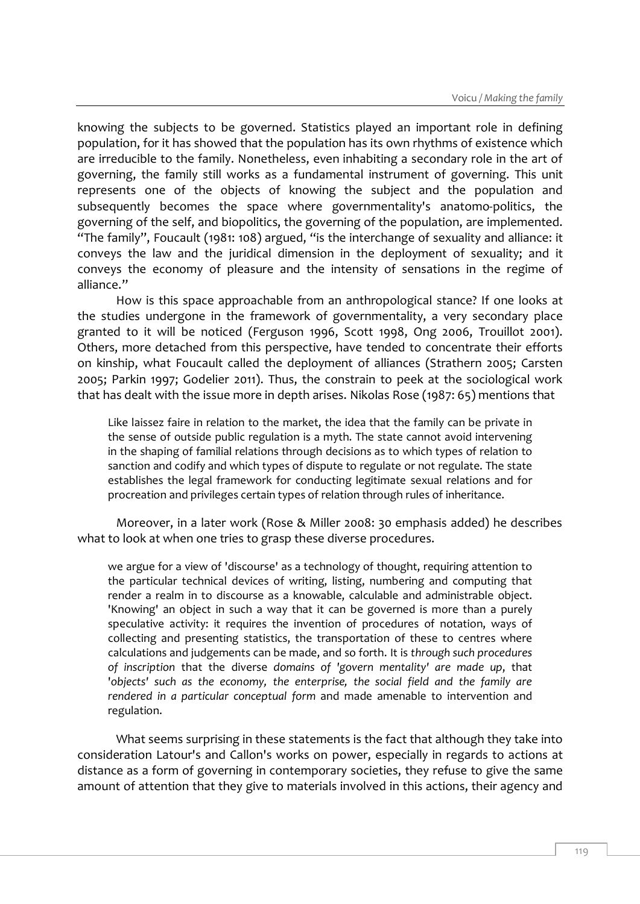knowing the subjects to be governed. Statistics played an important role in defining population, for it has showed that the population has its own rhythms of existence which are irreducible to the family. Nonetheless, even inhabiting a secondary role in the art of governing, the family still works as a fundamental instrument of governing. This unit represents one of the objects of knowing the subject and the population and subsequently becomes the space where governmentality's anatomo-politics, the governing of the self, and biopolitics, the governing of the population, are implemented. "The family", Foucault (1981: 108) argued, "is the interchange of sexuality and alliance: it conveys the law and the juridical dimension in the deployment of sexuality; and it conveys the economy of pleasure and the intensity of sensations in the regime of alliance."

How is this space approachable from an anthropological stance? If one looks at the studies undergone in the framework of governmentality, a very secondary place granted to it will be noticed (Ferguson 1996, Scott 1998, Ong 2006, Trouillot 2001). Others, more detached from this perspective, have tended to concentrate their efforts on kinship, what Foucault called the deployment of alliances (Strathern 2005; Carsten 2005; Parkin 1997; Godelier 2011). Thus, the constrain to peek at the sociological work that has dealt with the issue more in depth arises. Nikolas Rose (1987: 65) mentions that

> Like laissez faire in relation to the market, the idea that the family can be private in the sense of outside public regulation is a myth. The state cannot avoid intervening in the shaping of familial relations through decisions as to which types of relation to sanction and codify and which types of dispute to regulate or not regulate. The state establishes the legal framework for conducting legitimate sexual relations and for procreation and privileges certain types of relation through rules of inheritance.

Moreover, in a later work (Rose & Miller 2008: 30 emphasis added) he describes what to look at when one tries to grasp these diverse procedures.

> we argue for a view of 'discourse' as a technology of thought, requiring attention to the particular technical devices of writing, listing, numbering and computing that render a realm in to discourse as a knowable, calculable and administrable object. 'Knowing' an object in such a way that it can be governed is more than a purely speculative activity: it requires the invention of procedures of notation, ways of collecting and presenting statistics, the transportation of these to centres where calculations and judgements can be made, and so forth. It is *through such procedures of inscription* that the diverse *domains of 'govern mentality' are made up*, that *'objects' such as the economy, the enterprise, the social field and the family are rendered in a particular conceptual form* and made amenable to intervention and regulation.

What seems surprising in these statements is the fact that although they take into consideration Latour's and Callon's works on power, especially in regards to actions at distance as a form of governing in contemporary societies, they refuse to give the same amount of attention that they give to materials involved in this actions, their agency and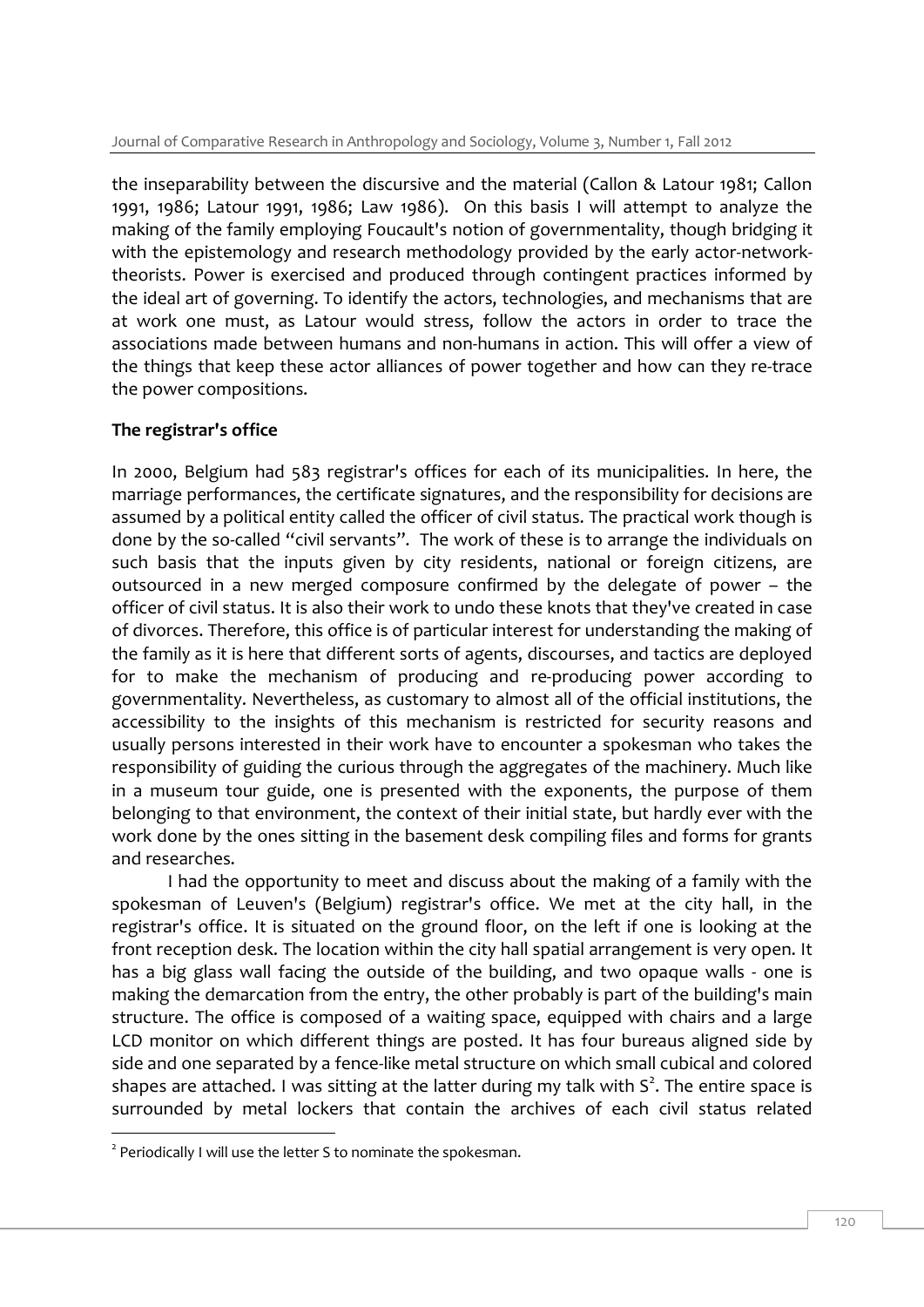the inseparability between the discursive and the material (Callon & Latour 1981; Callon 1991, 1986; Latour 1991, 1986; Law 1986). On this basis I will attempt to analyze the making of the family employing Foucault's notion of governmentality, though bridging it with the epistemology and research methodology provided by the early actor-network-theorists. Power is exercised and produced through contingent practices informed by the ideal art of governing. To identify the actors, technologies, and mechanisms that are at work one must, as Latour would stress, follow the actors in order to trace the associations made between humans and non-humans in action. This will offer a view of the things that keep these actor alliances of power together and how can they re-trace the power compositions.

**The registrar's office**

In 2000, Belgium had 583 registrar's offices for each of its municipalities. In here, the marriage performances, the certificate signatures, and the responsibility for decisions are assumed by a political entity called the officer of civil status. The practical work though is done by the so-called "civil servants". The work of these is to arrange the individuals on such basis that the inputs given by city residents, national or foreign citizens, are outsourced in a new merged composure confirmed by the delegate of power – the officer of civil status. It is also their work to undo these knots that they've created in case of divorces. Therefore, this office is of particular interest for understanding the making of the family as it is here that different sorts of agents, discourses, and tactics are deployed for to make the mechanism of producing and re-producing power according to governmentality. Nevertheless, as customary to almost all of the official institutions, the accessibility to the insights of this mechanism is restricted for security reasons and usually persons interested in their work have to encounter a spokesman who takes the responsibility of guiding the curious through the aggregates of the machinery. Much like in a museum tour guide, one is presented with the exponents, the purpose of them belonging to that environment, the context of their initial state, but hardly ever with the work done by the ones sitting in the basement desk compiling files and forms for grants and researches.

I had the opportunity to meet and discuss about the making of a family with the spokesman of Leuven's (Belgium) registrar's office. We met at the city hall, in the registrar's office. It is situated on the ground floor, on the left if one is looking at the front reception desk. The location within the city hall spatial arrangement is very open. It has a big glass wall facing the outside of the building, and two opaque walls - one is making the demarcation from the entry, the other probably is part of the building's main structure. The office is composed of a waiting space, equipped with chairs and a large LCD monitor on which different things are posted. It has four bureaus aligned side by side and one separated by a fence-like metal structure on which small cubical and colored shapes are attached. I was sitting at the latter during my talk with S[2]. The entire space is surrounded by metal lockers that contain the archives of each civil status related

[2] Periodically I will use the letter S to nominate the spokesman.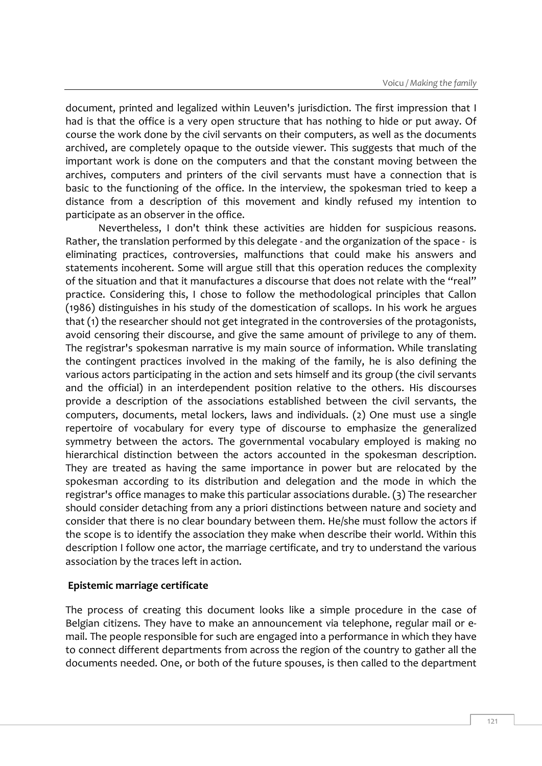document, printed and legalized within Leuven's jurisdiction. The first impression that I had is that the office is a very open structure that has nothing to hide or put away. Of course the work done by the civil servants on their computers, as well as the documents archived, are completely opaque to the outside viewer. This suggests that much of the important work is done on the computers and that the constant moving between the archives, computers and printers of the civil servants must have a connection that is basic to the functioning of the office. In the interview, the spokesman tried to keep a distance from a description of this movement and kindly refused my intention to participate as an observer in the office.

Nevertheless, I don't think these activities are hidden for suspicious reasons. Rather, the translation performed by this delegate - and the organization of the space - is eliminating practices, controversies, malfunctions that could make his answers and statements incoherent. Some will argue still that this operation reduces the complexity of the situation and that it manufactures a discourse that does not relate with the "real" practice. Considering this, I chose to follow the methodological principles that Callon (1986) distinguishes in his study of the domestication of scallops. In his work he argues that (1) the researcher should not get integrated in the controversies of the protagonists, avoid censoring their discourse, and give the same amount of privilege to any of them. The registrar's spokesman narrative is my main source of information. While translating the contingent practices involved in the making of the family, he is also defining the various actors participating in the action and sets himself and its group (the civil servants and the official) in an interdependent position relative to the others. His discourses provide a description of the associations established between the civil servants, the computers, documents, metal lockers, laws and individuals. (2) One must use a single repertoire of vocabulary for every type of discourse to emphasize the generalized symmetry between the actors. The governmental vocabulary employed is making no hierarchical distinction between the actors accounted in the spokesman description. They are treated as having the same importance in power but are relocated by the spokesman according to its distribution and delegation and the mode in which the registrar's office manages to make this particular associations durable. (3) The researcher should consider detaching from any a priori distinctions between nature and society and consider that there is no clear boundary between them. He/she must follow the actors if the scope is to identify the association they make when describe their world. Within this description I follow one actor, the marriage certificate, and try to understand the various association by the traces left in action.

## Epistemic marriage certificate

The process of creating this document looks like a simple procedure in the case of Belgian citizens. They have to make an announcement via telephone, regular mail or e-mail. The people responsible for such are engaged into a performance in which they have to connect different departments from across the region of the country to gather all the documents needed. One, or both of the future spouses, is then called to the department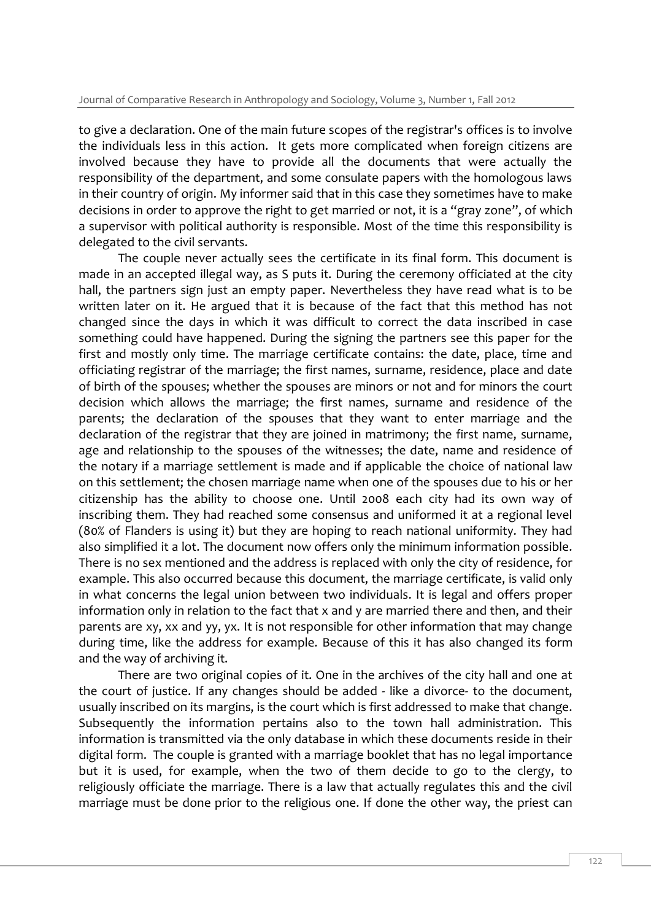to give a declaration. One of the main future scopes of the registrar's offices is to involve the individuals less in this action. It gets more complicated when foreign citizens are involved because they have to provide all the documents that were actually the responsibility of the department, and some consulate papers with the homologous laws in their country of origin. My informer said that in this case they sometimes have to make decisions in order to approve the right to get married or not, it is a "gray zone", of which a supervisor with political authority is responsible. Most of the time this responsibility is delegated to the civil servants.

The couple never actually sees the certificate in its final form. This document is made in an accepted illegal way, as S puts it. During the ceremony officiated at the city hall, the partners sign just an empty paper. Nevertheless they have read what is to be written later on it. He argued that it is because of the fact that this method has not changed since the days in which it was difficult to correct the data inscribed in case something could have happened. During the signing the partners see this paper for the first and mostly only time. The marriage certificate contains: the date, place, time and officiating registrar of the marriage; the first names, surname, residence, place and date of birth of the spouses; whether the spouses are minors or not and for minors the court decision which allows the marriage; the first names, surname and residence of the parents; the declaration of the spouses that they want to enter marriage and the declaration of the registrar that they are joined in matrimony; the first name, surname, age and relationship to the spouses of the witnesses; the date, name and residence of the notary if a marriage settlement is made and if applicable the choice of national law on this settlement; the chosen marriage name when one of the spouses due to his or her citizenship has the ability to choose one. Until 2008 each city had its own way of inscribing them. They had reached some consensus and uniformed it at a regional level (80% of Flanders is using it) but they are hoping to reach national uniformity. They had also simplified it a lot. The document now offers only the minimum information possible. There is no sex mentioned and the address is replaced with only the city of residence, for example. This also occurred because this document, the marriage certificate, is valid only in what concerns the legal union between two individuals. It is legal and offers proper information only in relation to the fact that x and y are married there and then, and their parents are xy, xx and yy, yx. It is not responsible for other information that may change during time, like the address for example. Because of this it has also changed its form and the way of archiving it.

There are two original copies of it. One in the archives of the city hall and one at the court of justice. If any changes should be added - like a divorce- to the document, usually inscribed on its margins, is the court which is first addressed to make that change. Subsequently the information pertains also to the town hall administration. This information is transmitted via the only database in which these documents reside in their digital form. The couple is granted with a marriage booklet that has no legal importance but it is used, for example, when the two of them decide to go to the clergy, to religiously officiate the marriage. There is a law that actually regulates this and the civil marriage must be done prior to the religious one. If done the other way, the priest can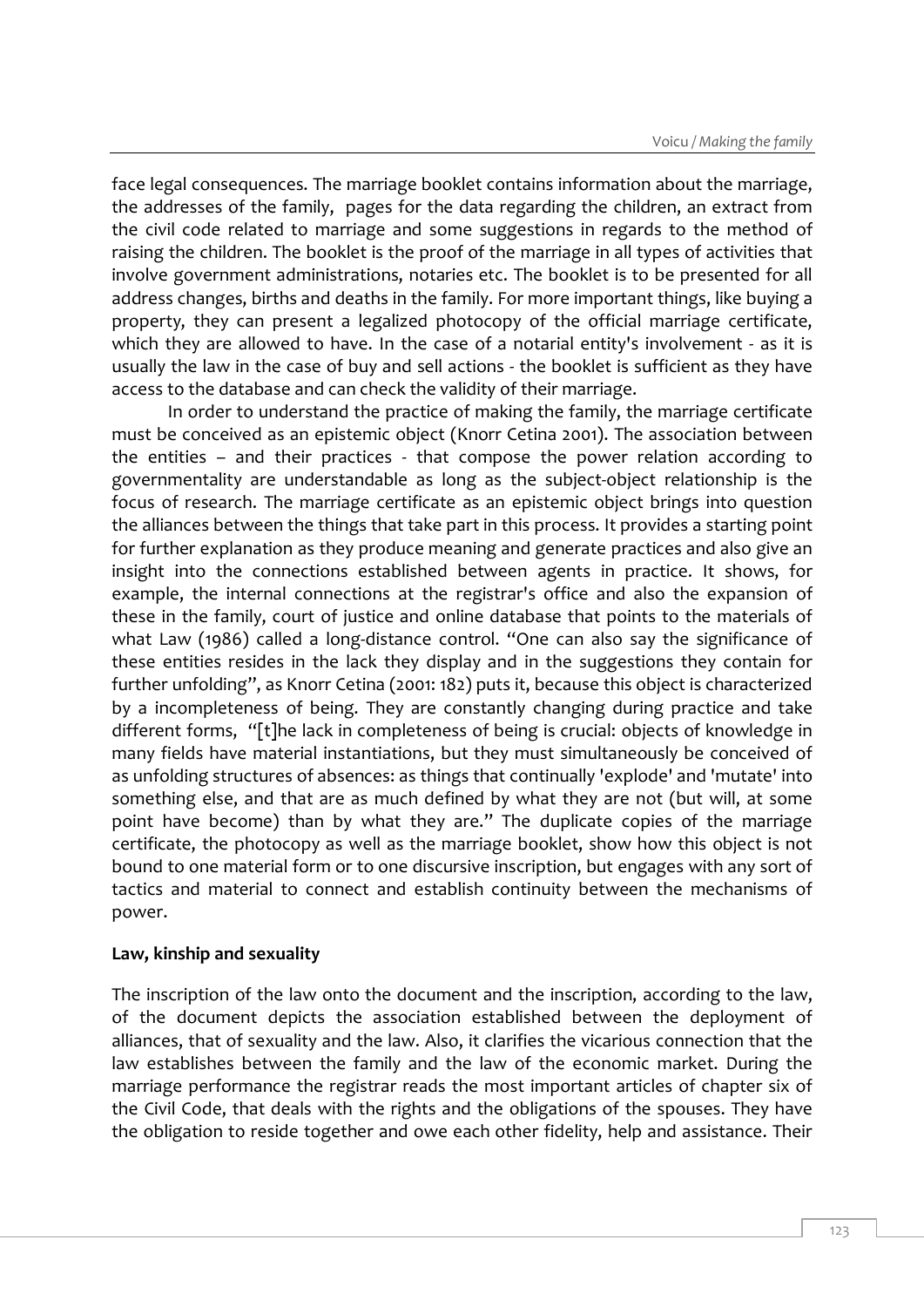face legal consequences. The marriage booklet contains information about the marriage, the addresses of the family, pages for the data regarding the children, an extract from the civil code related to marriage and some suggestions in regards to the method of raising the children. The booklet is the proof of the marriage in all types of activities that involve government administrations, notaries etc. The booklet is to be presented for all address changes, births and deaths in the family. For more important things, like buying a property, they can present a legalized photocopy of the official marriage certificate, which they are allowed to have. In the case of a notarial entity's involvement - as it is usually the law in the case of buy and sell actions - the booklet is sufficient as they have access to the database and can check the validity of their marriage.

In order to understand the practice of making the family, the marriage certificate must be conceived as an epistemic object (Knorr Cetina 2001). The association between the entities – and their practices - that compose the power relation according to governmentality are understandable as long as the subject-object relationship is the focus of research. The marriage certificate as an epistemic object brings into question the alliances between the things that take part in this process. It provides a starting point for further explanation as they produce meaning and generate practices and also give an insight into the connections established between agents in practice. It shows, for example, the internal connections at the registrar's office and also the expansion of these in the family, court of justice and online database that points to the materials of what Law (1986) called a long-distance control. "One can also say the significance of these entities resides in the lack they display and in the suggestions they contain for further unfolding", as Knorr Cetina (2001: 182) puts it, because this object is characterized by a incompleteness of being. They are constantly changing during practice and take different forms, "[t]he lack in completeness of being is crucial: objects of knowledge in many fields have material instantiations, but they must simultaneously be conceived of as unfolding structures of absences: as things that continually 'explode' and 'mutate' into something else, and that are as much defined by what they are not (but will, at some point have become) than by what they are." The duplicate copies of the marriage certificate, the photocopy as well as the marriage booklet, show how this object is not bound to one material form or to one discursive inscription, but engages with any sort of tactics and material to connect and establish continuity between the mechanisms of power.

**Law, kinship and sexuality**

The inscription of the law onto the document and the inscription, according to the law, of the document depicts the association established between the deployment of alliances, that of sexuality and the law. Also, it clarifies the vicarious connection that the law establishes between the family and the law of the economic market. During the marriage performance the registrar reads the most important articles of chapter six of the Civil Code, that deals with the rights and the obligations of the spouses. They have the obligation to reside together and owe each other fidelity, help and assistance. Their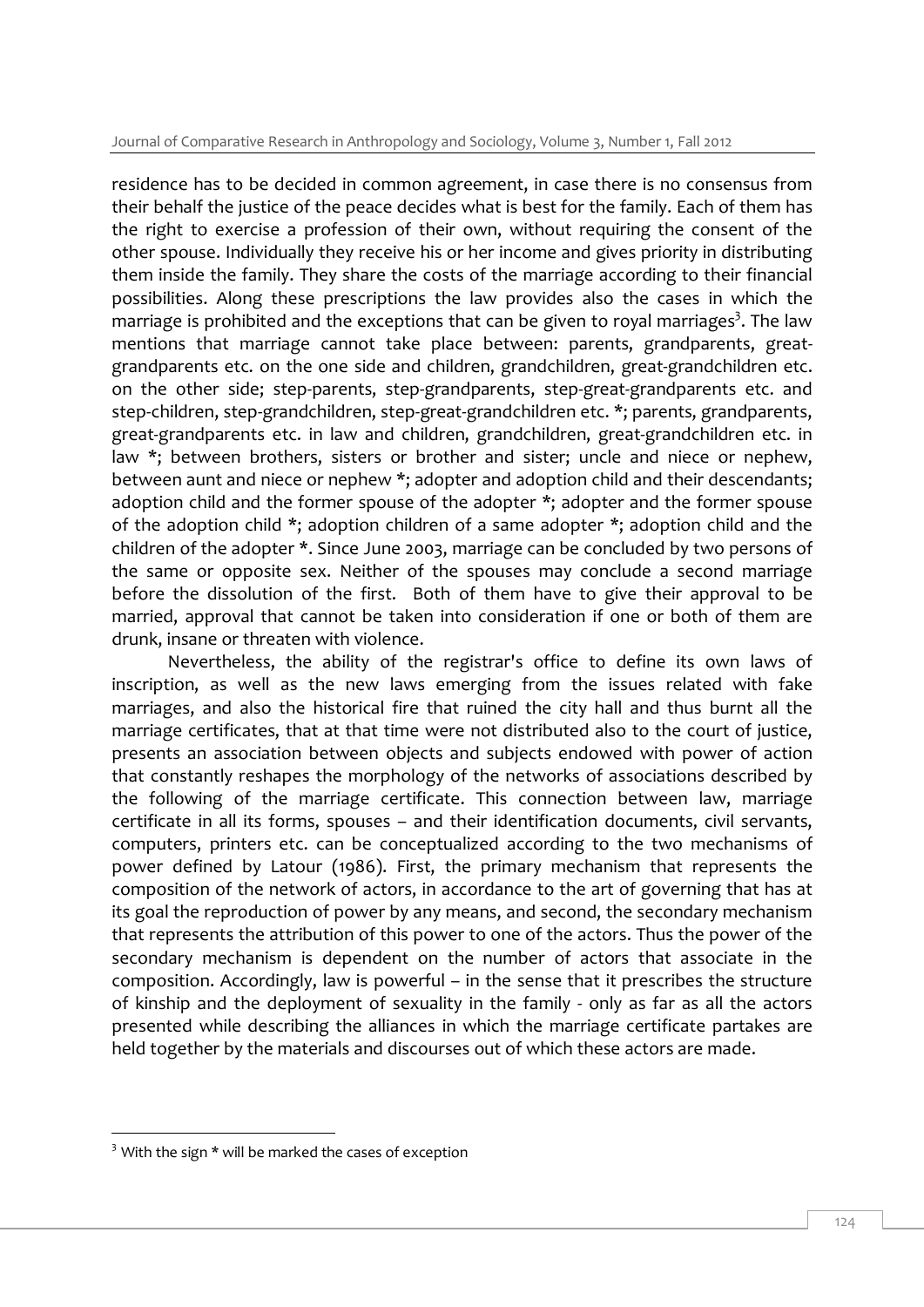residence has to be decided in common agreement, in case there is no consensus from their behalf the justice of the peace decides what is best for the family. Each of them has the right to exercise a profession of their own, without requiring the consent of the other spouse. Individually they receive his or her income and gives priority in distributing them inside the family. They share the costs of the marriage according to their financial possibilities. Along these prescriptions the law provides also the cases in which the marriage is prohibited and the exceptions that can be given to royal marriages[3]. The law mentions that marriage cannot take place between: parents, grandparents, great-grandparents etc. on the one side and children, grandchildren, great-grandchildren etc. on the other side; step-parents, step-grandparents, step-great-grandparents etc. and step-children, step-grandchildren, step-great-grandchildren etc. *; parents, grandparents, great-grandparents etc. in law and children, grandchildren, great-grandchildren etc. in law *; between brothers, sisters or brother and sister; uncle and niece or nephew, between aunt and niece or nephew *; adopter and adoption child and their descendants; adoption child and the former spouse of the adopter *; adopter and the former spouse of the adoption child *; adoption children of a same adopter *; adoption child and the children of the adopter *. Since June 2003, marriage can be concluded by two persons of the same or opposite sex. Neither of the spouses may conclude a second marriage before the dissolution of the first. Both of them have to give their approval to be married, approval that cannot be taken into consideration if one or both of them are drunk, insane or threaten with violence.

Nevertheless, the ability of the registrar's office to define its own laws of inscription, as well as the new laws emerging from the issues related with fake marriages, and also the historical fire that ruined the city hall and thus burnt all the marriage certificates, that at that time were not distributed also to the court of justice, presents an association between objects and subjects endowed with power of action that constantly reshapes the morphology of the networks of associations described by the following of the marriage certificate. This connection between law, marriage certificate in all its forms, spouses – and their identification documents, civil servants, computers, printers etc. can be conceptualized according to the two mechanisms of power defined by Latour (1986). First, the primary mechanism that represents the composition of the network of actors, in accordance to the art of governing that has at its goal the reproduction of power by any means, and second, the secondary mechanism that represents the attribution of this power to one of the actors. Thus the power of the secondary mechanism is dependent on the number of actors that associate in the composition. Accordingly, law is powerful – in the sense that it prescribes the structure of kinship and the deployment of sexuality in the family - only as far as all the actors presented while describing the alliances in which the marriage certificate partakes are held together by the materials and discourses out of which these actors are made.

---

[3] With the sign * will be marked the cases of exception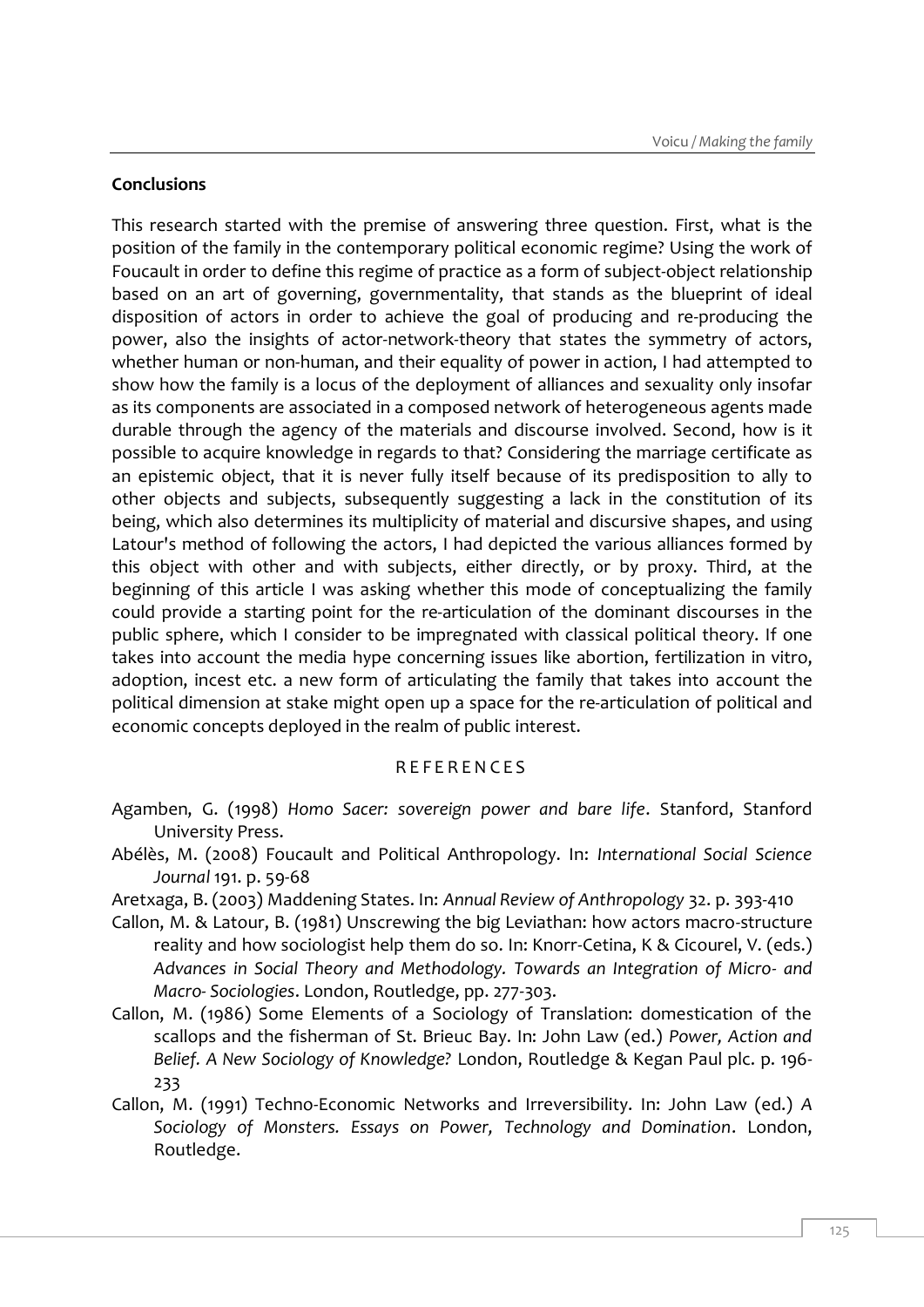## Conclusions

This research started with the premise of answering three question. First, what is the position of the family in the contemporary political economic regime? Using the work of Foucault in order to define this regime of practice as a form of subject-object relationship based on an art of governing, governmentality, that stands as the blueprint of ideal disposition of actors in order to achieve the goal of producing and re-producing the power, also the insights of actor-network-theory that states the symmetry of actors, whether human or non-human, and their equality of power in action, I had attempted to show how the family is a locus of the deployment of alliances and sexuality only insofar as its components are associated in a composed network of heterogeneous agents made durable through the agency of the materials and discourse involved. Second, how is it possible to acquire knowledge in regards to that? Considering the marriage certificate as an epistemic object, that it is never fully itself because of its predisposition to ally to other objects and subjects, subsequently suggesting a lack in the constitution of its being, which also determines its multiplicity of material and discursive shapes, and using Latour's method of following the actors, I had depicted the various alliances formed by this object with other and with subjects, either directly, or by proxy. Third, at the beginning of this article I was asking whether this mode of conceptualizing the family could provide a starting point for the re-articulation of the dominant discourses in the public sphere, which I consider to be impregnated with classical political theory. If one takes into account the media hype concerning issues like abortion, fertilization in vitro, adoption, incest etc. a new form of articulating the family that takes into account the political dimension at stake might open up a space for the re-articulation of political and economic concepts deployed in the realm of public interest.

## REFERENCES

Agamben, G. (1998) *Homo Sacer: sovereign power and bare life*. Stanford, Stanford University Press.

Abélès, M. (2008) Foucault and Political Anthropology. In: *International Social Science Journal* 191. p. 59-68

Aretxaga, B. (2003) Maddening States. In: *Annual Review of Anthropology* 32. p. 393-410

Callon, M. & Latour, B. (1981) Unscrewing the big Leviathan: how actors macro-structure reality and how sociologist help them do so. In: Knorr-Cetina, K & Cicourel, V. (eds.) *Advances in Social Theory and Methodology. Towards an Integration of Micro- and Macro- Sociologies*. London, Routledge, pp. 277-303.

Callon, M. (1986) Some Elements of a Sociology of Translation: domestication of the scallops and the fisherman of St. Brieuc Bay. In: John Law (ed.) *Power, Action and Belief. A New Sociology of Knowledge?* London, Routledge & Kegan Paul plc. p. 196-233

Callon, M. (1991) Techno-Economic Networks and Irreversibility. In: John Law (ed.) *A Sociology of Monsters. Essays on Power, Technology and Domination*. London, Routledge.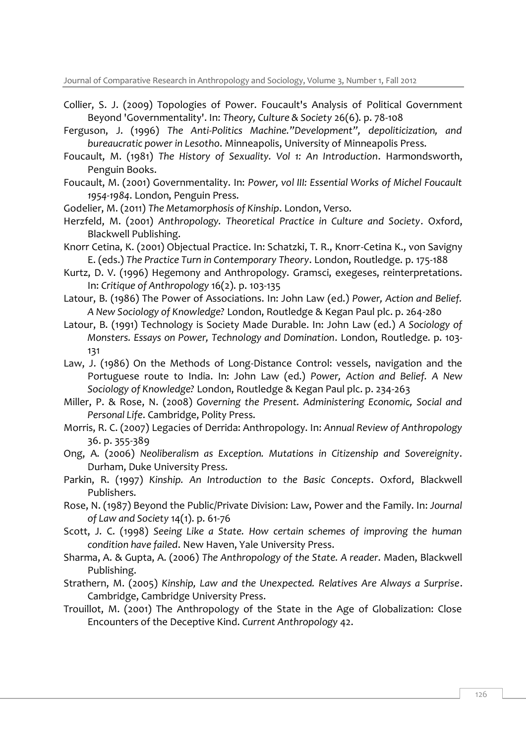Collier, S. J. (2009) Topologies of Power. Foucault's Analysis of Political Government Beyond 'Governmentality'. In: *Theory, Culture & Society* 26(6). p. 78-108

Ferguson, J. (1996) *The Anti-Politics Machine."Development", depoliticization, and bureaucratic power in Lesotho*. Minneapolis, University of Minneapolis Press.

Foucault, M. (1981) *The History of Sexuality. Vol 1: An Introduction*. Harmondsworth, Penguin Books.

Foucault, M. (2001) Governmentality. In: *Power, vol III: Essential Works of Michel Foucault 1954-1984*. London, Penguin Press.

Godelier, M. (2011) *The Metamorphosis of Kinship*. London, Verso.

Herzfeld, M. (2001) *Anthropology. Theoretical Practice in Culture and Society*. Oxford, Blackwell Publishing.

Knorr Cetina, K. (2001) Objectual Practice. In: Schatzki, T. R., Knorr-Cetina K., von Savigny E. (eds.) *The Practice Turn in Contemporary Theory*. London, Routledge. p. 175-188

Kurtz, D. V. (1996) Hegemony and Anthropology. Gramsci, exegeses, reinterpretations. In: *Critique of Anthropology* 16(2). p. 103-135

Latour, B. (1986) The Power of Associations. In: John Law (ed.) *Power, Action and Belief. A New Sociology of Knowledge?* London, Routledge & Kegan Paul plc. p. 264-280

Latour, B. (1991) Technology is Society Made Durable. In: John Law (ed.) *A Sociology of Monsters. Essays on Power, Technology and Domination*. London, Routledge. p. 103-131

Law, J. (1986) On the Methods of Long-Distance Control: vessels, navigation and the Portuguese route to India. In: John Law (ed.) *Power, Action and Belief. A New Sociology of Knowledge?* London, Routledge & Kegan Paul plc. p. 234-263

Miller, P. & Rose, N. (2008) *Governing the Present. Administering Economic, Social and Personal Life*. Cambridge, Polity Press.

Morris, R. C. (2007) Legacies of Derrida: Anthropology. In: *Annual Review of Anthropology* 36. p. 355-389

Ong, A. (2006) *Neoliberalism as Exception. Mutations in Citizenship and Sovereignity*. Durham, Duke University Press.

Parkin, R. (1997) *Kinship. An Introduction to the Basic Concepts*. Oxford, Blackwell Publishers.

Rose, N. (1987) Beyond the Public/Private Division: Law, Power and the Family. In: *Journal of Law and Society* 14(1). p. 61-76

Scott, J. C. (1998) *Seeing Like a State. How certain schemes of improving the human condition have failed*. New Haven, Yale University Press.

Sharma, A. & Gupta, A. (2006) *The Anthropology of the State. A reader*. Maden, Blackwell Publishing.

Strathern, M. (2005) *Kinship, Law and the Unexpected. Relatives Are Always a Surprise*. Cambridge, Cambridge University Press.

Trouillot, M. (2001) The Anthropology of the State in the Age of Globalization: Close Encounters of the Deceptive Kind. *Current Anthropology* 42.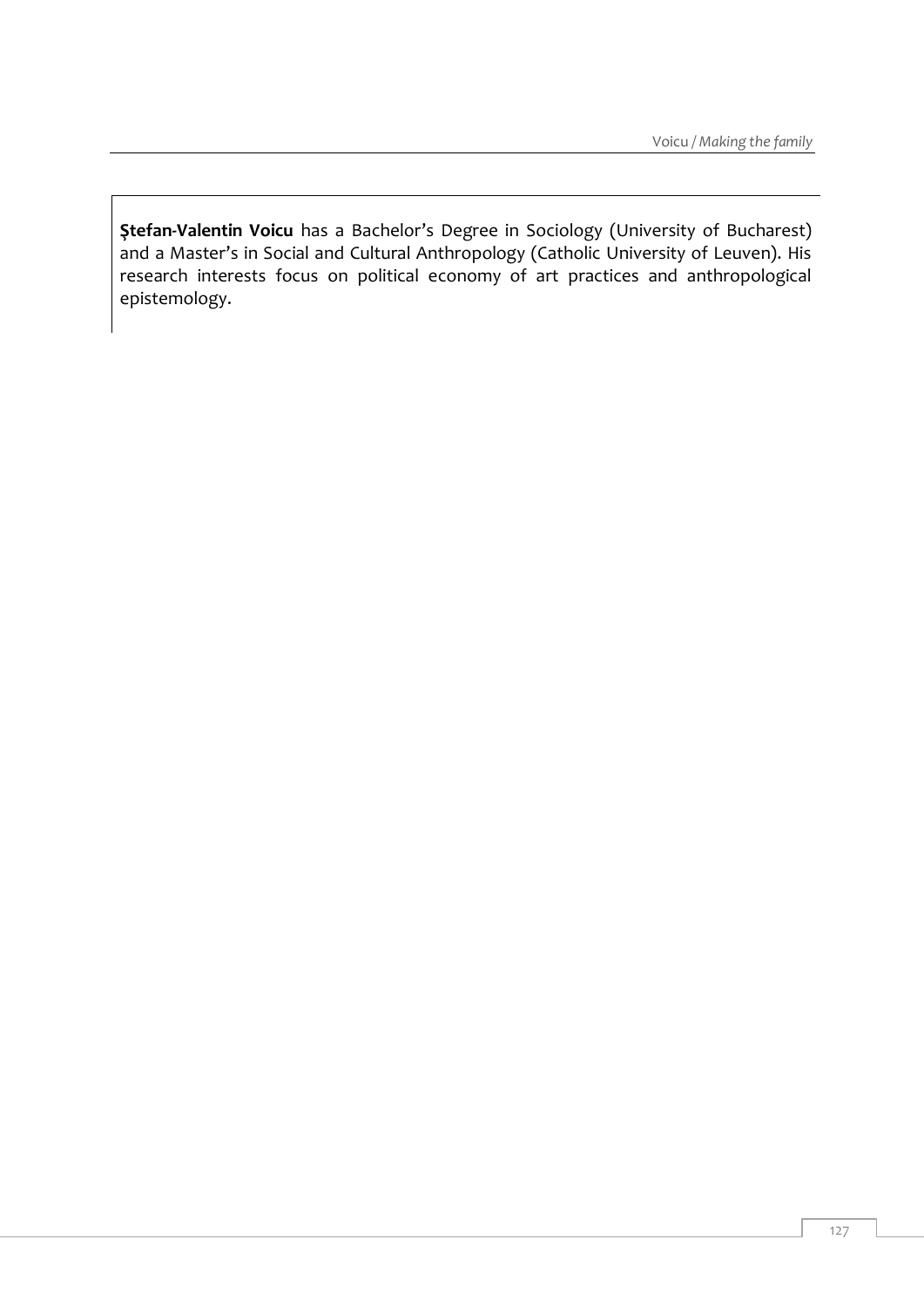**Ştefan-Valentin Voicu** has a Bachelor's Degree in Sociology (University of Bucharest) and a Master's in Social and Cultural Anthropology (Catholic University of Leuven). His research interests focus on political economy of art practices and anthropological epistemology.